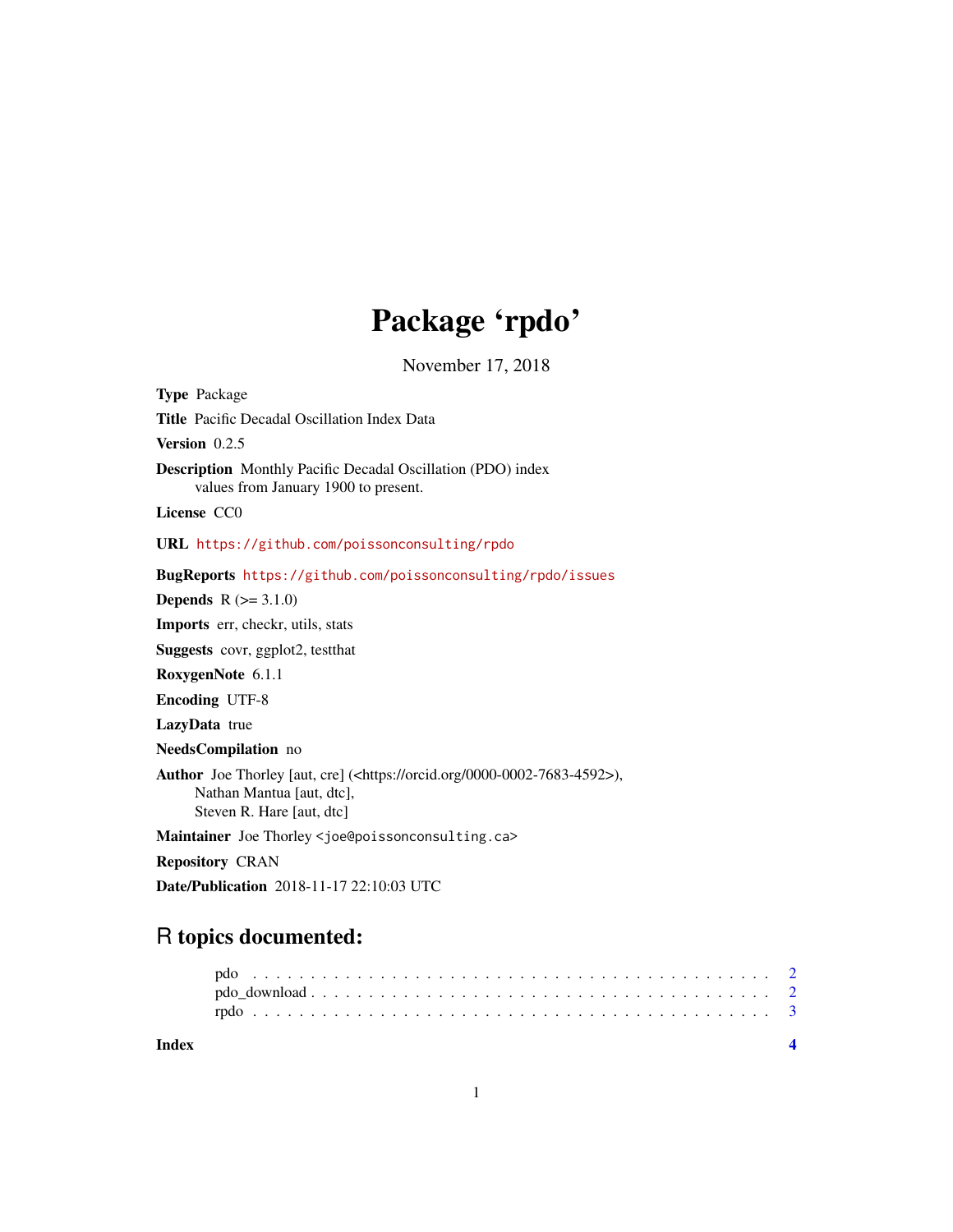# Package 'rpdo'

November 17, 2018

**Type** Package

**Title** Pacific Decadal Oscillation Index Data

**Version** 0.2.5

**Description** Monthly Pacific Decadal Oscillation (PDO) index values from January 1900 to present.

**License** CC0

**URL** https://github.com/poissonconsulting/rpdo

**BugReports** https://github.com/poissonconsulting/rpdo/issues

**Depends** R (>= 3.1.0)

**Imports** err, checkr, utils, stats

**Suggests** covr, ggplot2, testthat

**RoxygenNote** 6.1.1

**Encoding** UTF-8

**LazyData** true

**NeedsCompilation** no

**Author** Joe Thorley [aut, cre] (<https://orcid.org/0000-0002-7683-4592>), Nathan Mantua [aut, dtc], Steven R. Hare [aut, dtc]

**Maintainer** Joe Thorley <joe@poissonconsulting.ca>

**Repository** CRAN

**Date/Publication** 2018-11-17 22:10:03 UTC

## R topics documented:

- pdo . . . . . . . . . . . . . . . . . . . . . . . . . . . . . . . . . . . . . . . . . . 2
- pdo_download . . . . . . . . . . . . . . . . . . . . . . . . . . . . . . . . . . . . . 2
- rpdo . . . . . . . . . . . . . . . . . . . . . . . . . . . . . . . . . . . . . . . . . 3

**Index** 4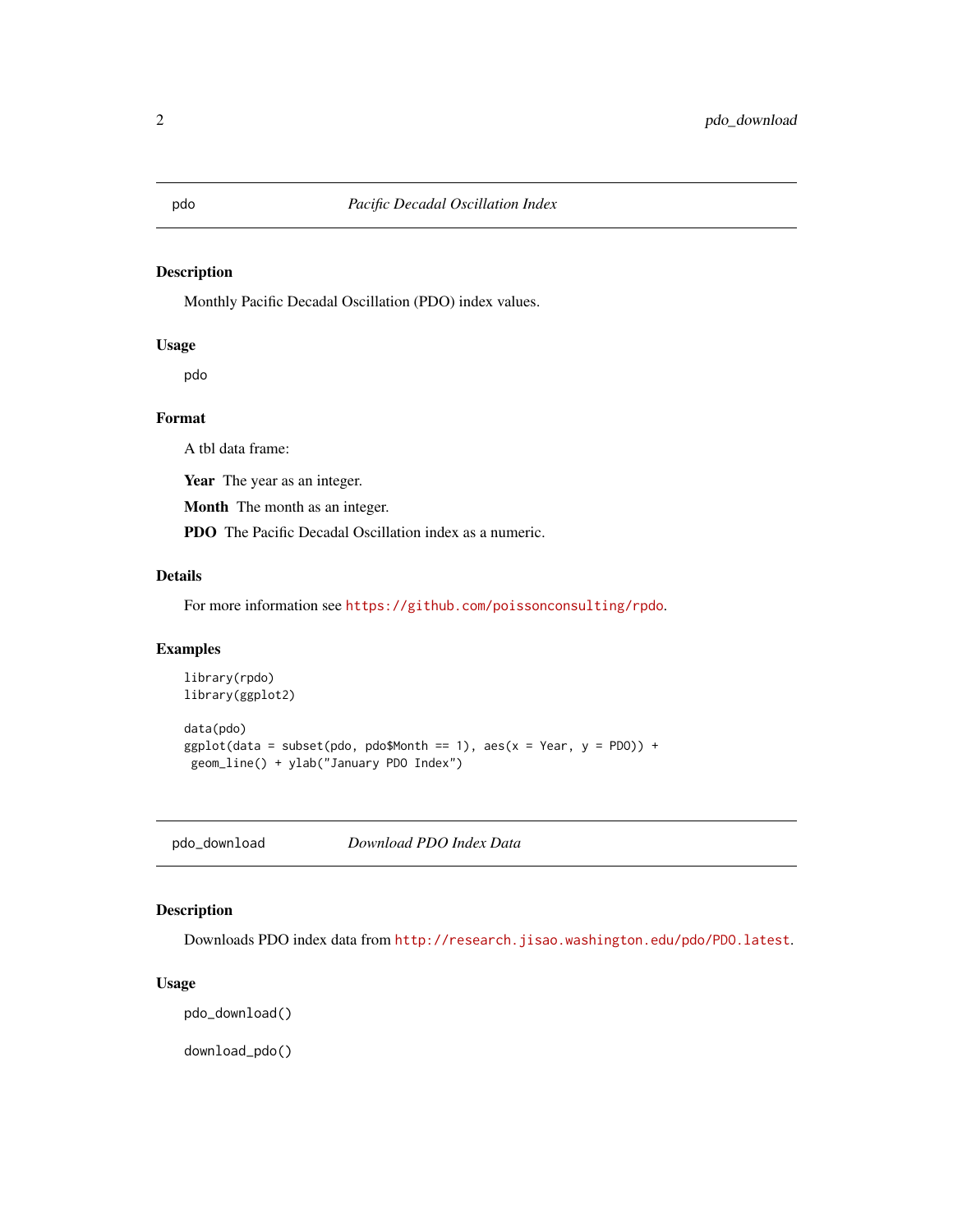## pdo — *Pacific Decadal Oscillation Index*

### Description

Monthly Pacific Decadal Oscillation (PDO) index values.

### Usage

```
pdo
```

### Format

A tbl data frame:

**Year** The year as an integer.

**Month** The month as an integer.

**PDO** The Pacific Decadal Oscillation index as a numeric.

### Details

For more information see https://github.com/poissonconsulting/rpdo.

### Examples

```
library(rpdo)
library(ggplot2)

data(pdo)
ggplot(data = subset(pdo, pdo$Month == 1), aes(x = Year, y = PDO)) +
 geom_line() + ylab("January PDO Index")
```

## pdo_download — *Download PDO Index Data*

### Description

Downloads PDO index data from http://research.jisao.washington.edu/pdo/PDO.latest.

### Usage

```
pdo_download()

download_pdo()
```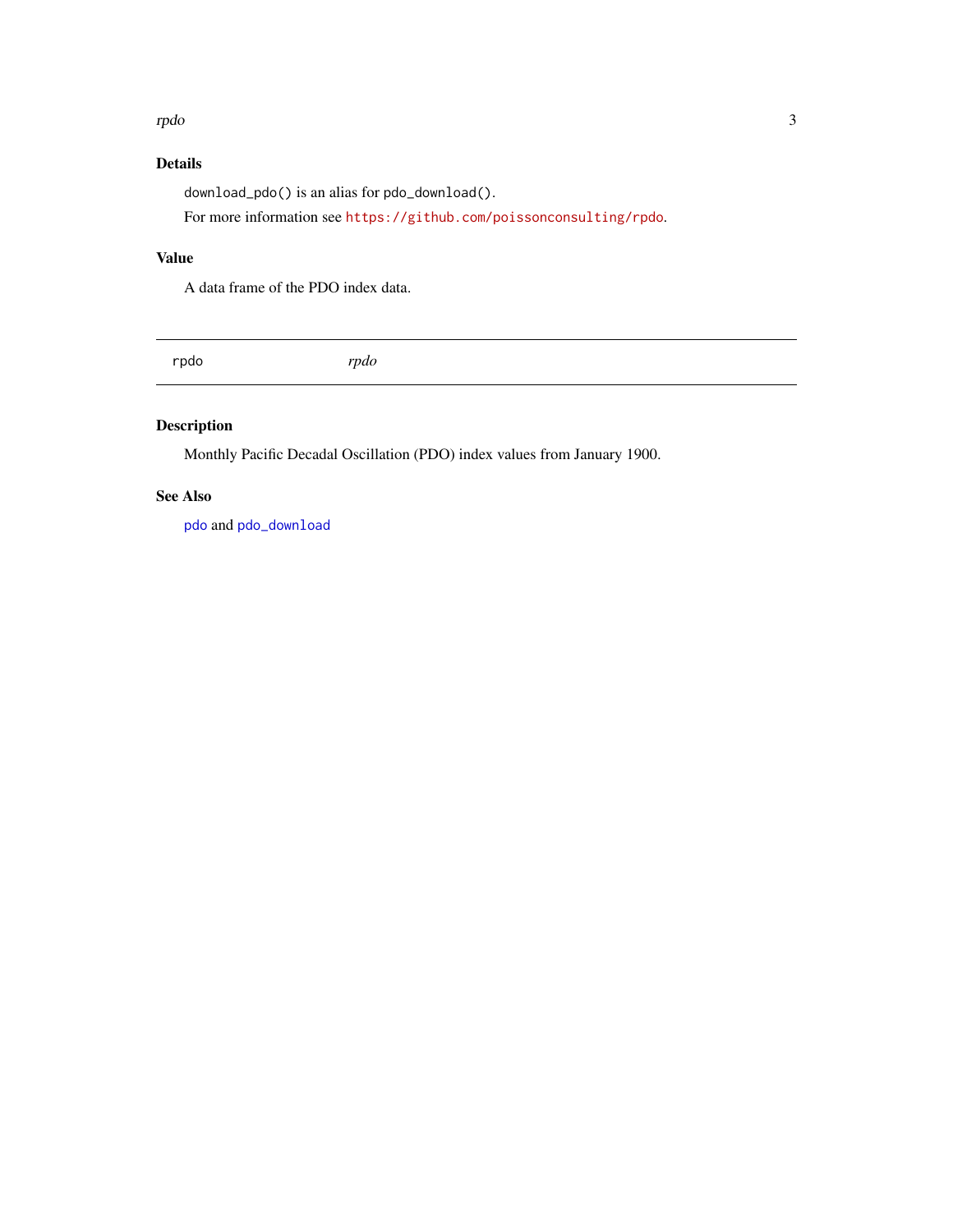## Details

`download_pdo()` is an alias for `pdo_download()`.

For more information see https://github.com/poissonconsulting/rpdo.

## Value

A data frame of the PDO index data.

---

# rpdo — *rpdo*

---

## Description

Monthly Pacific Decadal Oscillation (PDO) index values from January 1900.

## See Also

`pdo` and `pdo_download`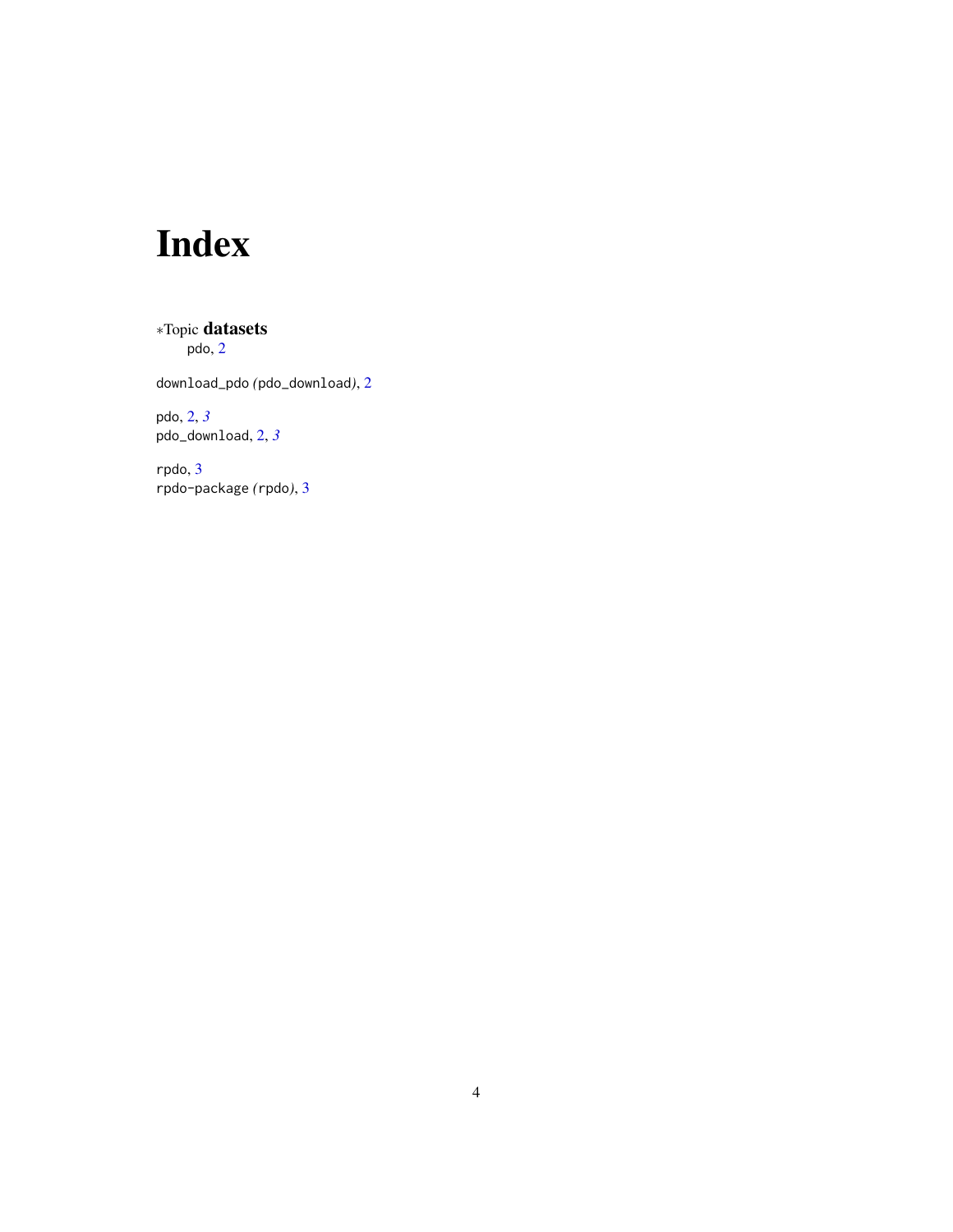# Index

∗Topic **datasets**
    pdo, 2

download_pdo *(*pdo_download*)*, 2

pdo, 2, *3*
pdo_download, 2, *3*

rpdo, 3
rpdo-package *(*rpdo*)*, 3